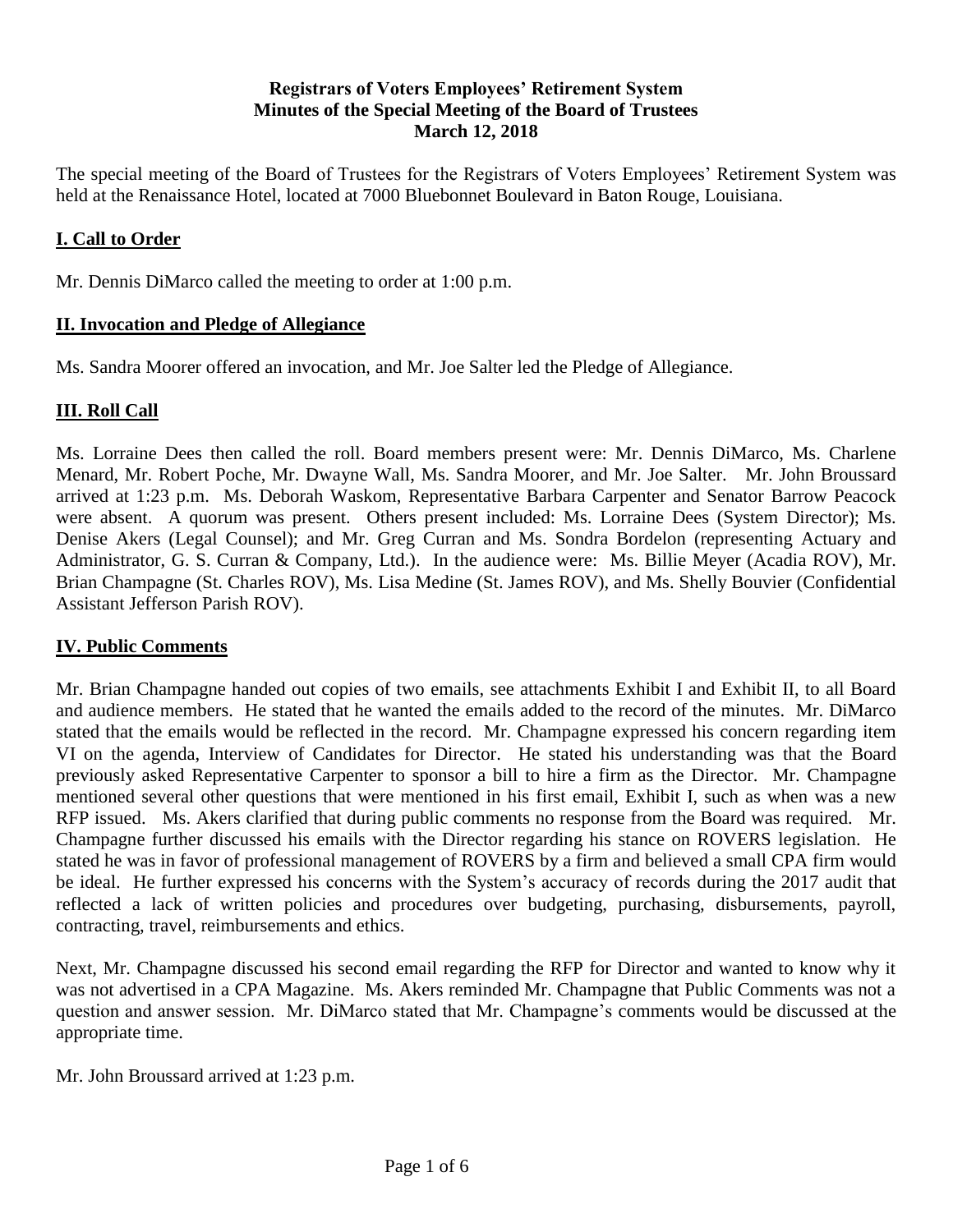**Registrars of Voters Employees' Retirement System**
**Minutes of the Special Meeting of the Board of Trustees**
**March 12, 2018**

The special meeting of the Board of Trustees for the Registrars of Voters Employees' Retirement System was held at the Renaissance Hotel, located at 7000 Bluebonnet Boulevard in Baton Rouge, Louisiana.

## I. Call to Order

Mr. Dennis DiMarco called the meeting to order at 1:00 p.m.

## II. Invocation and Pledge of Allegiance

Ms. Sandra Moorer offered an invocation, and Mr. Joe Salter led the Pledge of Allegiance.

## III. Roll Call

Ms. Lorraine Dees then called the roll. Board members present were: Mr. Dennis DiMarco, Ms. Charlene Menard, Mr. Robert Poche, Mr. Dwayne Wall, Ms. Sandra Moorer, and Mr. Joe Salter. Mr. John Broussard arrived at 1:23 p.m. Ms. Deborah Waskom, Representative Barbara Carpenter and Senator Barrow Peacock were absent. A quorum was present. Others present included: Ms. Lorraine Dees (System Director); Ms. Denise Akers (Legal Counsel); and Mr. Greg Curran and Ms. Sondra Bordelon (representing Actuary and Administrator, G. S. Curran & Company, Ltd.). In the audience were: Ms. Billie Meyer (Acadia ROV), Mr. Brian Champagne (St. Charles ROV), Ms. Lisa Medine (St. James ROV), and Ms. Shelly Bouvier (Confidential Assistant Jefferson Parish ROV).

## IV. Public Comments

Mr. Brian Champagne handed out copies of two emails, see attachments Exhibit I and Exhibit II, to all Board and audience members. He stated that he wanted the emails added to the record of the minutes. Mr. DiMarco stated that the emails would be reflected in the record. Mr. Champagne expressed his concern regarding item VI on the agenda, Interview of Candidates for Director. He stated his understanding was that the Board previously asked Representative Carpenter to sponsor a bill to hire a firm as the Director. Mr. Champagne mentioned several other questions that were mentioned in his first email, Exhibit I, such as when was a new RFP issued. Ms. Akers clarified that during public comments no response from the Board was required. Mr. Champagne further discussed his emails with the Director regarding his stance on ROVERS legislation. He stated he was in favor of professional management of ROVERS by a firm and believed a small CPA firm would be ideal. He further expressed his concerns with the System's accuracy of records during the 2017 audit that reflected a lack of written policies and procedures over budgeting, purchasing, disbursements, payroll, contracting, travel, reimbursements and ethics.

Next, Mr. Champagne discussed his second email regarding the RFP for Director and wanted to know why it was not advertised in a CPA Magazine. Ms. Akers reminded Mr. Champagne that Public Comments was not a question and answer session. Mr. DiMarco stated that Mr. Champagne's comments would be discussed at the appropriate time.

Mr. John Broussard arrived at 1:23 p.m.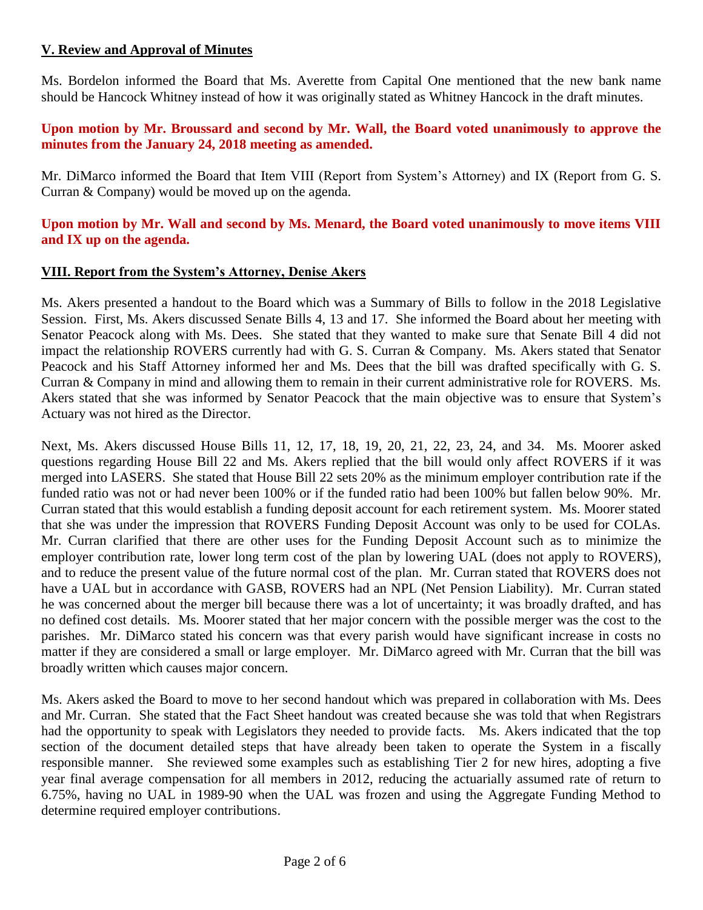## V. Review and Approval of Minutes

Ms. Bordelon informed the Board that Ms. Averette from Capital One mentioned that the new bank name should be Hancock Whitney instead of how it was originally stated as Whitney Hancock in the draft minutes.

**Upon motion by Mr. Broussard and second by Mr. Wall, the Board voted unanimously to approve the minutes from the January 24, 2018 meeting as amended.**

Mr. DiMarco informed the Board that Item VIII (Report from System's Attorney) and IX (Report from G. S. Curran & Company) would be moved up on the agenda.

**Upon motion by Mr. Wall and second by Ms. Menard, the Board voted unanimously to move items VIII and IX up on the agenda.**

## VIII. Report from the System's Attorney, Denise Akers

Ms. Akers presented a handout to the Board which was a Summary of Bills to follow in the 2018 Legislative Session. First, Ms. Akers discussed Senate Bills 4, 13 and 17. She informed the Board about her meeting with Senator Peacock along with Ms. Dees. She stated that they wanted to make sure that Senate Bill 4 did not impact the relationship ROVERS currently had with G. S. Curran & Company. Ms. Akers stated that Senator Peacock and his Staff Attorney informed her and Ms. Dees that the bill was drafted specifically with G. S. Curran & Company in mind and allowing them to remain in their current administrative role for ROVERS. Ms. Akers stated that she was informed by Senator Peacock that the main objective was to ensure that System's Actuary was not hired as the Director.

Next, Ms. Akers discussed House Bills 11, 12, 17, 18, 19, 20, 21, 22, 23, 24, and 34. Ms. Moorer asked questions regarding House Bill 22 and Ms. Akers replied that the bill would only affect ROVERS if it was merged into LASERS. She stated that House Bill 22 sets 20% as the minimum employer contribution rate if the funded ratio was not or had never been 100% or if the funded ratio had been 100% but fallen below 90%. Mr. Curran stated that this would establish a funding deposit account for each retirement system. Ms. Moorer stated that she was under the impression that ROVERS Funding Deposit Account was only to be used for COLAs. Mr. Curran clarified that there are other uses for the Funding Deposit Account such as to minimize the employer contribution rate, lower long term cost of the plan by lowering UAL (does not apply to ROVERS), and to reduce the present value of the future normal cost of the plan. Mr. Curran stated that ROVERS does not have a UAL but in accordance with GASB, ROVERS had an NPL (Net Pension Liability). Mr. Curran stated he was concerned about the merger bill because there was a lot of uncertainty; it was broadly drafted, and has no defined cost details. Ms. Moorer stated that her major concern with the possible merger was the cost to the parishes. Mr. DiMarco stated his concern was that every parish would have significant increase in costs no matter if they are considered a small or large employer. Mr. DiMarco agreed with Mr. Curran that the bill was broadly written which causes major concern.

Ms. Akers asked the Board to move to her second handout which was prepared in collaboration with Ms. Dees and Mr. Curran. She stated that the Fact Sheet handout was created because she was told that when Registrars had the opportunity to speak with Legislators they needed to provide facts. Ms. Akers indicated that the top section of the document detailed steps that have already been taken to operate the System in a fiscally responsible manner. She reviewed some examples such as establishing Tier 2 for new hires, adopting a five year final average compensation for all members in 2012, reducing the actuarially assumed rate of return to 6.75%, having no UAL in 1989-90 when the UAL was frozen and using the Aggregate Funding Method to determine required employer contributions.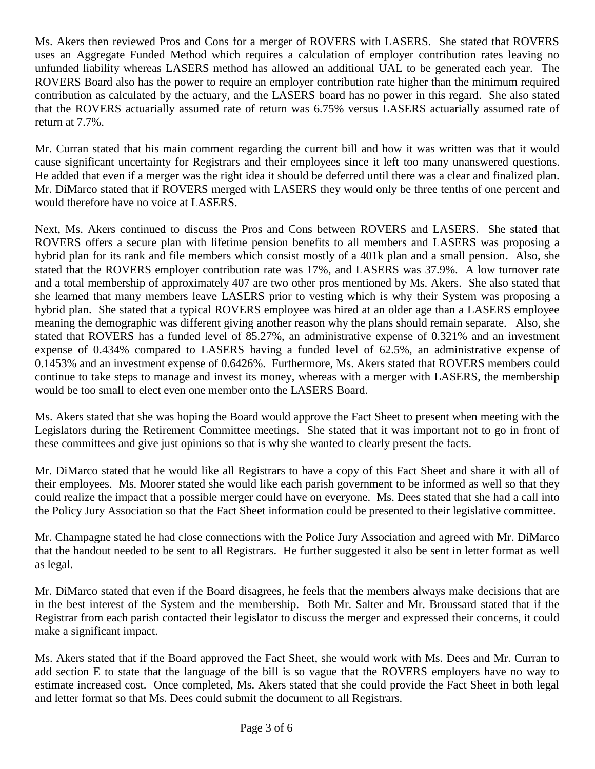Ms. Akers then reviewed Pros and Cons for a merger of ROVERS with LASERS. She stated that ROVERS uses an Aggregate Funded Method which requires a calculation of employer contribution rates leaving no unfunded liability whereas LASERS method has allowed an additional UAL to be generated each year. The ROVERS Board also has the power to require an employer contribution rate higher than the minimum required contribution as calculated by the actuary, and the LASERS board has no power in this regard. She also stated that the ROVERS actuarially assumed rate of return was 6.75% versus LASERS actuarially assumed rate of return at 7.7%.

Mr. Curran stated that his main comment regarding the current bill and how it was written was that it would cause significant uncertainty for Registrars and their employees since it left too many unanswered questions. He added that even if a merger was the right idea it should be deferred until there was a clear and finalized plan. Mr. DiMarco stated that if ROVERS merged with LASERS they would only be three tenths of one percent and would therefore have no voice at LASERS.

Next, Ms. Akers continued to discuss the Pros and Cons between ROVERS and LASERS. She stated that ROVERS offers a secure plan with lifetime pension benefits to all members and LASERS was proposing a hybrid plan for its rank and file members which consist mostly of a 401k plan and a small pension. Also, she stated that the ROVERS employer contribution rate was 17%, and LASERS was 37.9%. A low turnover rate and a total membership of approximately 407 are two other pros mentioned by Ms. Akers. She also stated that she learned that many members leave LASERS prior to vesting which is why their System was proposing a hybrid plan. She stated that a typical ROVERS employee was hired at an older age than a LASERS employee meaning the demographic was different giving another reason why the plans should remain separate. Also, she stated that ROVERS has a funded level of 85.27%, an administrative expense of 0.321% and an investment expense of 0.434% compared to LASERS having a funded level of 62.5%, an administrative expense of 0.1453% and an investment expense of 0.6426%. Furthermore, Ms. Akers stated that ROVERS members could continue to take steps to manage and invest its money, whereas with a merger with LASERS, the membership would be too small to elect even one member onto the LASERS Board.

Ms. Akers stated that she was hoping the Board would approve the Fact Sheet to present when meeting with the Legislators during the Retirement Committee meetings. She stated that it was important not to go in front of these committees and give just opinions so that is why she wanted to clearly present the facts.

Mr. DiMarco stated that he would like all Registrars to have a copy of this Fact Sheet and share it with all of their employees. Ms. Moorer stated she would like each parish government to be informed as well so that they could realize the impact that a possible merger could have on everyone. Ms. Dees stated that she had a call into the Policy Jury Association so that the Fact Sheet information could be presented to their legislative committee.

Mr. Champagne stated he had close connections with the Police Jury Association and agreed with Mr. DiMarco that the handout needed to be sent to all Registrars. He further suggested it also be sent in letter format as well as legal.

Mr. DiMarco stated that even if the Board disagrees, he feels that the members always make decisions that are in the best interest of the System and the membership. Both Mr. Salter and Mr. Broussard stated that if the Registrar from each parish contacted their legislator to discuss the merger and expressed their concerns, it could make a significant impact.

Ms. Akers stated that if the Board approved the Fact Sheet, she would work with Ms. Dees and Mr. Curran to add section E to state that the language of the bill is so vague that the ROVERS employers have no way to estimate increased cost. Once completed, Ms. Akers stated that she could provide the Fact Sheet in both legal and letter format so that Ms. Dees could submit the document to all Registrars.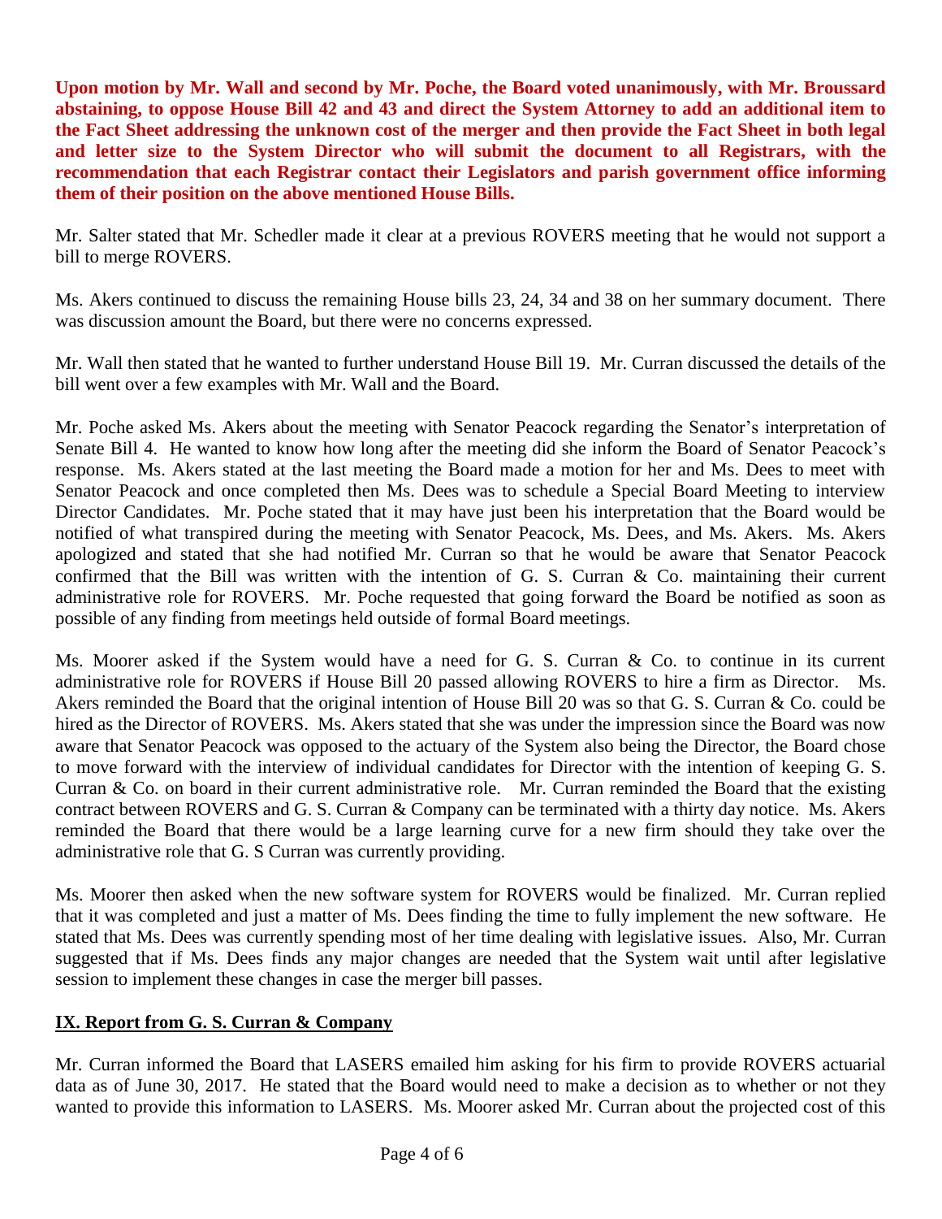**Upon motion by Mr. Wall and second by Mr. Poche, the Board voted unanimously, with Mr. Broussard abstaining, to oppose House Bill 42 and 43 and direct the System Attorney to add an additional item to the Fact Sheet addressing the unknown cost of the merger and then provide the Fact Sheet in both legal and letter size to the System Director who will submit the document to all Registrars, with the recommendation that each Registrar contact their Legislators and parish government office informing them of their position on the above mentioned House Bills.**

Mr. Salter stated that Mr. Schedler made it clear at a previous ROVERS meeting that he would not support a bill to merge ROVERS.

Ms. Akers continued to discuss the remaining House bills 23, 24, 34 and 38 on her summary document. There was discussion amount the Board, but there were no concerns expressed.

Mr. Wall then stated that he wanted to further understand House Bill 19. Mr. Curran discussed the details of the bill went over a few examples with Mr. Wall and the Board.

Mr. Poche asked Ms. Akers about the meeting with Senator Peacock regarding the Senator's interpretation of Senate Bill 4. He wanted to know how long after the meeting did she inform the Board of Senator Peacock's response. Ms. Akers stated at the last meeting the Board made a motion for her and Ms. Dees to meet with Senator Peacock and once completed then Ms. Dees was to schedule a Special Board Meeting to interview Director Candidates. Mr. Poche stated that it may have just been his interpretation that the Board would be notified of what transpired during the meeting with Senator Peacock, Ms. Dees, and Ms. Akers. Ms. Akers apologized and stated that she had notified Mr. Curran so that he would be aware that Senator Peacock confirmed that the Bill was written with the intention of G. S. Curran & Co. maintaining their current administrative role for ROVERS. Mr. Poche requested that going forward the Board be notified as soon as possible of any finding from meetings held outside of formal Board meetings.

Ms. Moorer asked if the System would have a need for G. S. Curran & Co. to continue in its current administrative role for ROVERS if House Bill 20 passed allowing ROVERS to hire a firm as Director. Ms. Akers reminded the Board that the original intention of House Bill 20 was so that G. S. Curran & Co. could be hired as the Director of ROVERS. Ms. Akers stated that she was under the impression since the Board was now aware that Senator Peacock was opposed to the actuary of the System also being the Director, the Board chose to move forward with the interview of individual candidates for Director with the intention of keeping G. S. Curran & Co. on board in their current administrative role. Mr. Curran reminded the Board that the existing contract between ROVERS and G. S. Curran & Company can be terminated with a thirty day notice. Ms. Akers reminded the Board that there would be a large learning curve for a new firm should they take over the administrative role that G. S Curran was currently providing.

Ms. Moorer then asked when the new software system for ROVERS would be finalized. Mr. Curran replied that it was completed and just a matter of Ms. Dees finding the time to fully implement the new software. He stated that Ms. Dees was currently spending most of her time dealing with legislative issues. Also, Mr. Curran suggested that if Ms. Dees finds any major changes are needed that the System wait until after legislative session to implement these changes in case the merger bill passes.

## IX. Report from G. S. Curran & Company

Mr. Curran informed the Board that LASERS emailed him asking for his firm to provide ROVERS actuarial data as of June 30, 2017. He stated that the Board would need to make a decision as to whether or not they wanted to provide this information to LASERS. Ms. Moorer asked Mr. Curran about the projected cost of this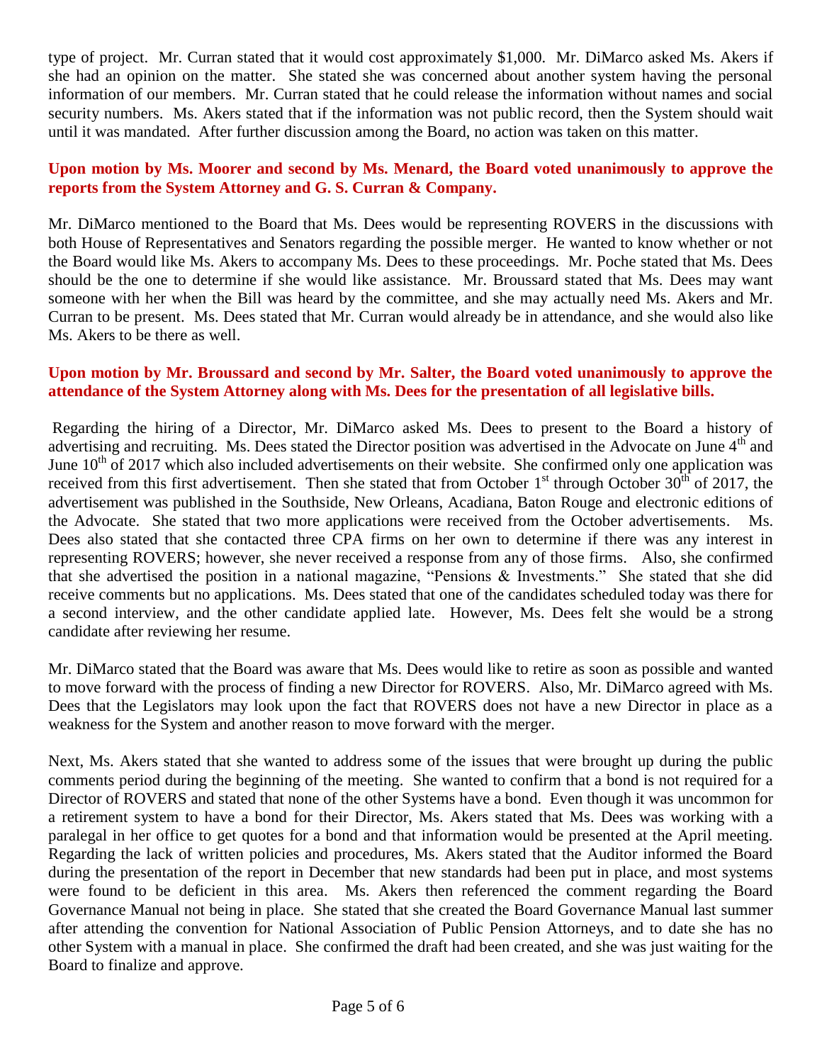type of project. Mr. Curran stated that it would cost approximately $1,000. Mr. DiMarco asked Ms. Akers if she had an opinion on the matter. She stated she was concerned about another system having the personal information of our members. Mr. Curran stated that he could release the information without names and social security numbers. Ms. Akers stated that if the information was not public record, then the System should wait until it was mandated. After further discussion among the Board, no action was taken on this matter.

**Upon motion by Ms. Moorer and second by Ms. Menard, the Board voted unanimously to approve the reports from the System Attorney and G. S. Curran & Company.**

Mr. DiMarco mentioned to the Board that Ms. Dees would be representing ROVERS in the discussions with both House of Representatives and Senators regarding the possible merger. He wanted to know whether or not the Board would like Ms. Akers to accompany Ms. Dees to these proceedings. Mr. Poche stated that Ms. Dees should be the one to determine if she would like assistance. Mr. Broussard stated that Ms. Dees may want someone with her when the Bill was heard by the committee, and she may actually need Ms. Akers and Mr. Curran to be present. Ms. Dees stated that Mr. Curran would already be in attendance, and she would also like Ms. Akers to be there as well.

**Upon motion by Mr. Broussard and second by Mr. Salter, the Board voted unanimously to approve the attendance of the System Attorney along with Ms. Dees for the presentation of all legislative bills.**

Regarding the hiring of a Director, Mr. DiMarco asked Ms. Dees to present to the Board a history of advertising and recruiting. Ms. Dees stated the Director position was advertised in the Advocate on June 4th and June 10th of 2017 which also included advertisements on their website. She confirmed only one application was received from this first advertisement. Then she stated that from October 1st through October 30th of 2017, the advertisement was published in the Southside, New Orleans, Acadiana, Baton Rouge and electronic editions of the Advocate. She stated that two more applications were received from the October advertisements. Ms. Dees also stated that she contacted three CPA firms on her own to determine if there was any interest in representing ROVERS; however, she never received a response from any of those firms. Also, she confirmed that she advertised the position in a national magazine, "Pensions & Investments." She stated that she did receive comments but no applications. Ms. Dees stated that one of the candidates scheduled today was there for a second interview, and the other candidate applied late. However, Ms. Dees felt she would be a strong candidate after reviewing her resume.

Mr. DiMarco stated that the Board was aware that Ms. Dees would like to retire as soon as possible and wanted to move forward with the process of finding a new Director for ROVERS. Also, Mr. DiMarco agreed with Ms. Dees that the Legislators may look upon the fact that ROVERS does not have a new Director in place as a weakness for the System and another reason to move forward with the merger.

Next, Ms. Akers stated that she wanted to address some of the issues that were brought up during the public comments period during the beginning of the meeting. She wanted to confirm that a bond is not required for a Director of ROVERS and stated that none of the other Systems have a bond. Even though it was uncommon for a retirement system to have a bond for their Director, Ms. Akers stated that Ms. Dees was working with a paralegal in her office to get quotes for a bond and that information would be presented at the April meeting. Regarding the lack of written policies and procedures, Ms. Akers stated that the Auditor informed the Board during the presentation of the report in December that new standards had been put in place, and most systems were found to be deficient in this area. Ms. Akers then referenced the comment regarding the Board Governance Manual not being in place. She stated that she created the Board Governance Manual last summer after attending the convention for National Association of Public Pension Attorneys, and to date she has no other System with a manual in place. She confirmed the draft had been created, and she was just waiting for the Board to finalize and approve.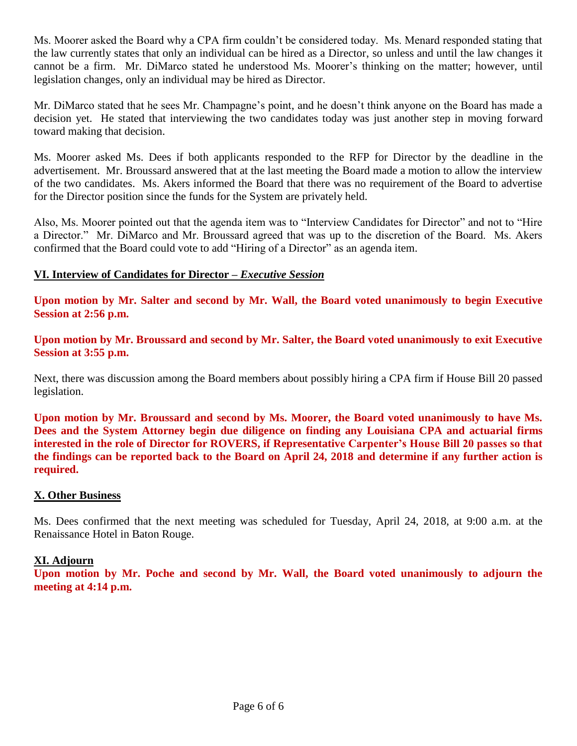Ms. Moorer asked the Board why a CPA firm couldn't be considered today. Ms. Menard responded stating that the law currently states that only an individual can be hired as a Director, so unless and until the law changes it cannot be a firm. Mr. DiMarco stated he understood Ms. Moorer's thinking on the matter; however, until legislation changes, only an individual may be hired as Director.

Mr. DiMarco stated that he sees Mr. Champagne's point, and he doesn't think anyone on the Board has made a decision yet. He stated that interviewing the two candidates today was just another step in moving forward toward making that decision.

Ms. Moorer asked Ms. Dees if both applicants responded to the RFP for Director by the deadline in the advertisement. Mr. Broussard answered that at the last meeting the Board made a motion to allow the interview of the two candidates. Ms. Akers informed the Board that there was no requirement of the Board to advertise for the Director position since the funds for the System are privately held.

Also, Ms. Moorer pointed out that the agenda item was to "Interview Candidates for Director" and not to "Hire a Director." Mr. DiMarco and Mr. Broussard agreed that was up to the discretion of the Board. Ms. Akers confirmed that the Board could vote to add "Hiring of a Director" as an agenda item.

## VI. Interview of Candidates for Director – *Executive Session*

**Upon motion by Mr. Salter and second by Mr. Wall, the Board voted unanimously to begin Executive Session at 2:56 p.m.**

**Upon motion by Mr. Broussard and second by Mr. Salter, the Board voted unanimously to exit Executive Session at 3:55 p.m.**

Next, there was discussion among the Board members about possibly hiring a CPA firm if House Bill 20 passed legislation.

**Upon motion by Mr. Broussard and second by Ms. Moorer, the Board voted unanimously to have Ms. Dees and the System Attorney begin due diligence on finding any Louisiana CPA and actuarial firms interested in the role of Director for ROVERS, if Representative Carpenter's House Bill 20 passes so that the findings can be reported back to the Board on April 24, 2018 and determine if any further action is required.**

## X. Other Business

Ms. Dees confirmed that the next meeting was scheduled for Tuesday, April 24, 2018, at 9:00 a.m. at the Renaissance Hotel in Baton Rouge.

## XI. Adjourn

**Upon motion by Mr. Poche and second by Mr. Wall, the Board voted unanimously to adjourn the meeting at 4:14 p.m.**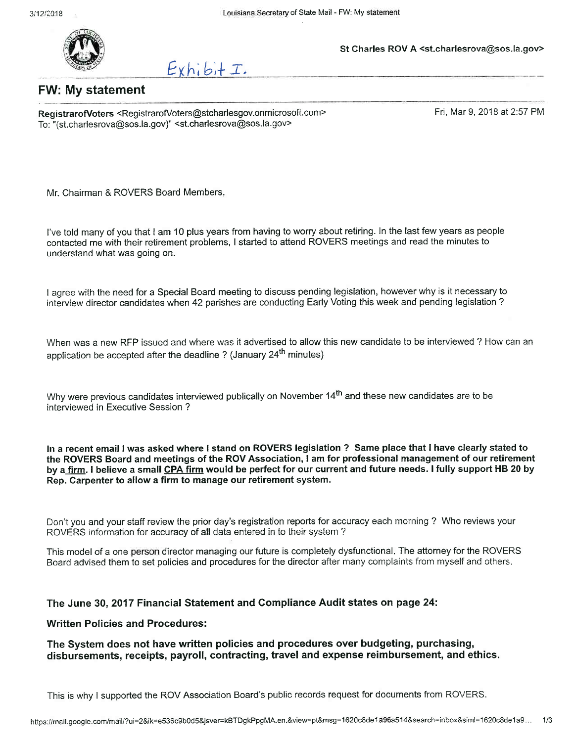St Charles ROV A <st.charlesrova@sos.la.gov>

Exhibit I.

## FW: My statement

**RegistrarofVoters** <RegistrarofVoters@stcharlesgov.onmicrosoft.com>
To: "(st.charlesrova@sos.la.gov)" <st.charlesrova@sos.la.gov>

Fri, Mar 9, 2018 at 2:57 PM

Mr. Chairman & ROVERS Board Members,

I've told many of you that I am 10 plus years from having to worry about retiring. In the last few years as people contacted me with their retirement problems, I started to attend ROVERS meetings and read the minutes to understand what was going on.

I agree with the need for a Special Board meeting to discuss pending legislation, however why is it necessary to interview director candidates when 42 parishes are conducting Early Voting this week and pending legislation ?

When was a new RFP issued and where was it advertised to allow this new candidate to be interviewed ? How can an application be accepted after the deadline ? (January 24th minutes)

Why were previous candidates interviewed publically on November 14th and these new candidates are to be interviewed in Executive Session ?

**In a recent email I was asked where I stand on ROVERS legislation ? Same place that I have clearly stated to the ROVERS Board and meetings of the ROV Association, I am for professional management of our retirement by a firm. I believe a small CPA firm would be perfect for our current and future needs. I fully support HB 20 by Rep. Carpenter to allow a firm to manage our retirement system.**

Don't you and your staff review the prior day's registration reports for accuracy each morning ? Who reviews your ROVERS information for accuracy of all data entered in to their system ?

This model of a one person director managing our future is completely dysfunctional. The attorney for the ROVERS Board advised them to set policies and procedures for the director after many complaints from myself and others.

**The June 30, 2017 Financial Statement and Compliance Audit states on page 24:**

**Written Policies and Procedures:**

**The System does not have written policies and procedures over budgeting, purchasing, disbursements, receipts, payroll, contracting, travel and expense reimbursement, and ethics.**

This is why I supported the ROV Association Board's public records request for documents from ROVERS.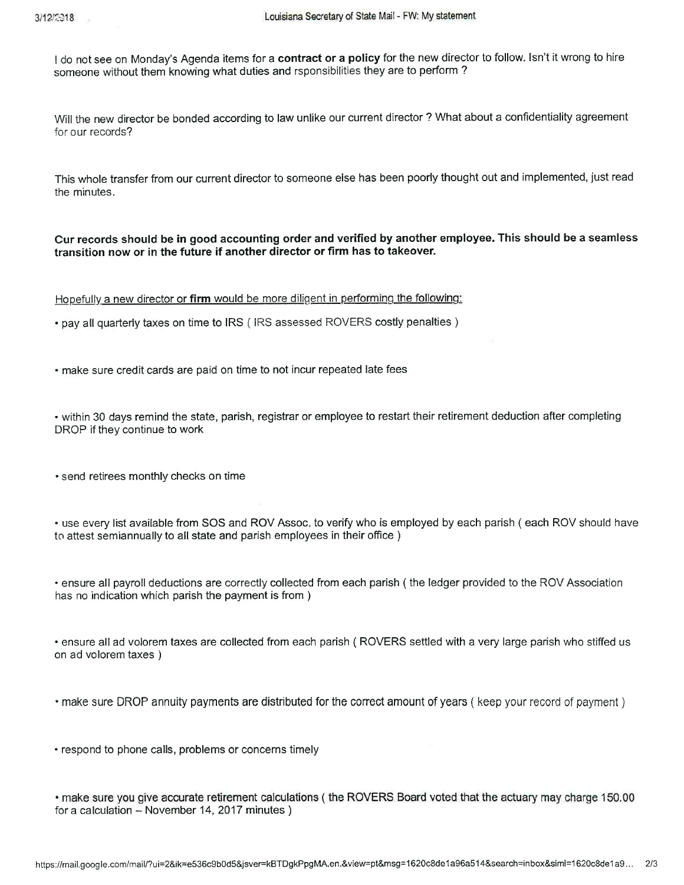I do not see on Monday's Agenda items for a **contract or a policy** for the new director to follow. Isn't it wrong to hire someone without them knowing what duties and rsponsibilities they are to perform ?

Will the new director be bonded according to law unlike our current director ? What about a confidentiality agreement for our records?

This whole transfer from our current director to someone else has been poorly thought out and implemented, just read the minutes.

**Our records should be in good accounting order and verified by another employee. This should be a seamless transition now or in the future if another director or firm has to takeover.**

Hopefully a new director or **firm** would be more diligent in performing the following:

- pay all quarterly taxes on time to IRS ( IRS assessed ROVERS costly penalties )
- make sure credit cards are paid on time to not incur repeated late fees
- within 30 days remind the state, parish, registrar or employee to restart their retirement deduction after completing DROP if they continue to work
- send retirees monthly checks on time
- use every list available from SOS and ROV Assoc. to verify who is employed by each parish ( each ROV should have to attest semiannually to all state and parish employees in their office )
- ensure all payroll deductions are correctly collected from each parish ( the ledger provided to the ROV Association has no indication which parish the payment is from )
- ensure all ad volorem taxes are collected from each parish ( ROVERS settled with a very large parish who stiffed us on ad volorem taxes )
- make sure DROP annuity payments are distributed for the correct amount of years ( keep your record of payment )
- respond to phone calls, problems or concerns timely
- make sure you give accurate retirement calculations ( the ROVERS Board voted that the actuary may charge 150.00 for a calculation – November 14, 2017 minutes )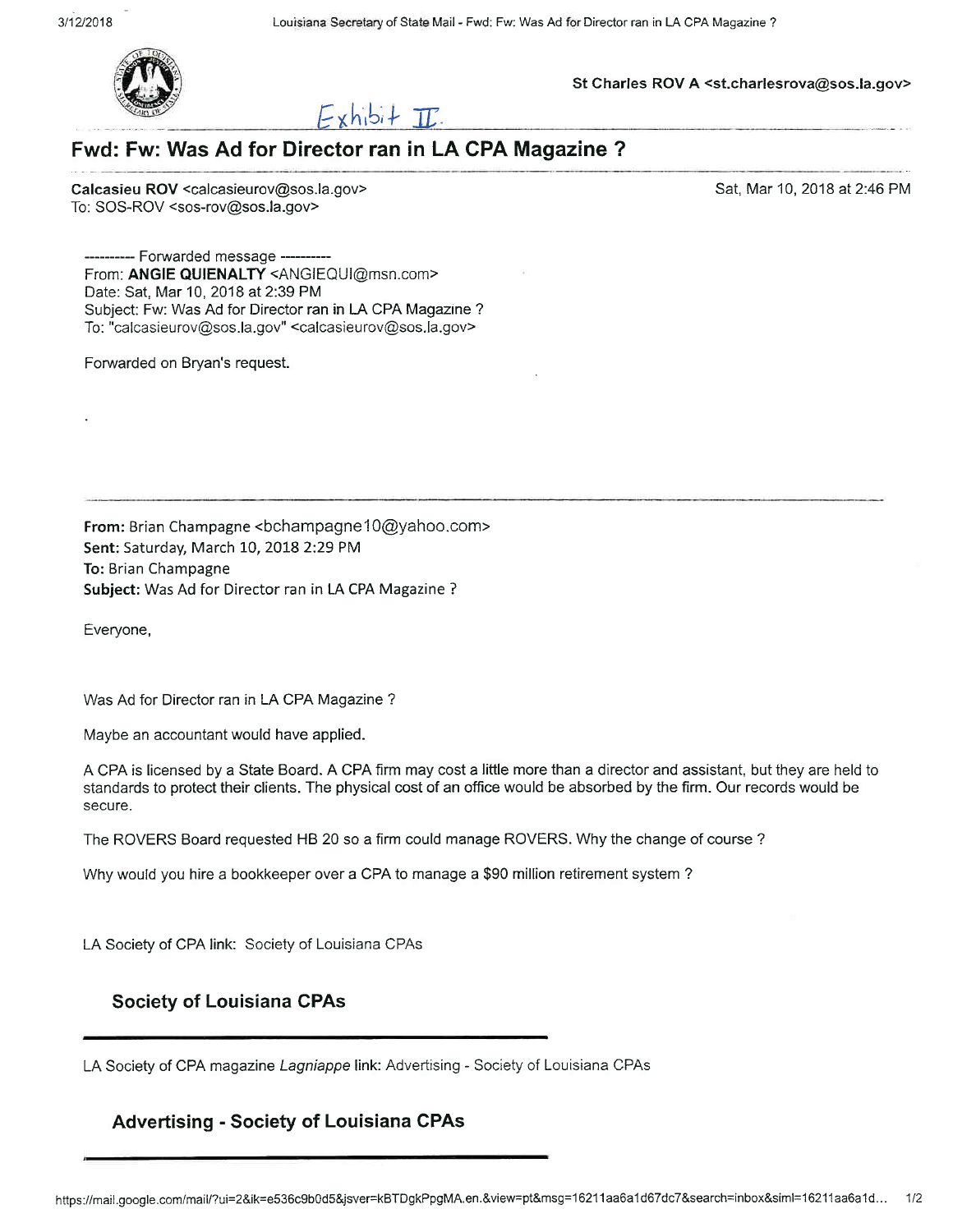St Charles ROV A <st.charlesrova@sos.la.gov>

Exhibit II.

# Fwd: Fw: Was Ad for Director ran in LA CPA Magazine ?

**Calcasieu ROV** <calcasieurov@sos.la.gov>
To: SOS-ROV <sos-rov@sos.la.gov>

Sat, Mar 10, 2018 at 2:46 PM

---------- Forwarded message ----------
From: **ANGIE QUIENALTY** <ANGIEQUI@msn.com>
Date: Sat, Mar 10, 2018 at 2:39 PM
Subject: Fw: Was Ad for Director ran in LA CPA Magazine ?
To: "calcasieurov@sos.la.gov" <calcasieurov@sos.la.gov>

Forwarded on Bryan's request.

.

---

**From:** Brian Champagne <bchampagne10@yahoo.com>
**Sent:** Saturday, March 10, 2018 2:29 PM
**To:** Brian Champagne
**Subject:** Was Ad for Director ran in LA CPA Magazine ?

Everyone,

Was Ad for Director ran in LA CPA Magazine ?

Maybe an accountant would have applied.

A CPA is licensed by a State Board. A CPA firm may cost a little more than a director and assistant, but they are held to standards to protect their clients. The physical cost of an office would be absorbed by the firm. Our records would be secure.

The ROVERS Board requested HB 20 so a firm could manage ROVERS. Why the change of course ?

Why would you hire a bookkeeper over a CPA to manage a $90 million retirement system ?

LA Society of CPA link: Society of Louisiana CPAs

**Society of Louisiana CPAs**

---

LA Society of CPA magazine *Lagniappe* link: Advertising - Society of Louisiana CPAs

**Advertising - Society of Louisiana CPAs**

---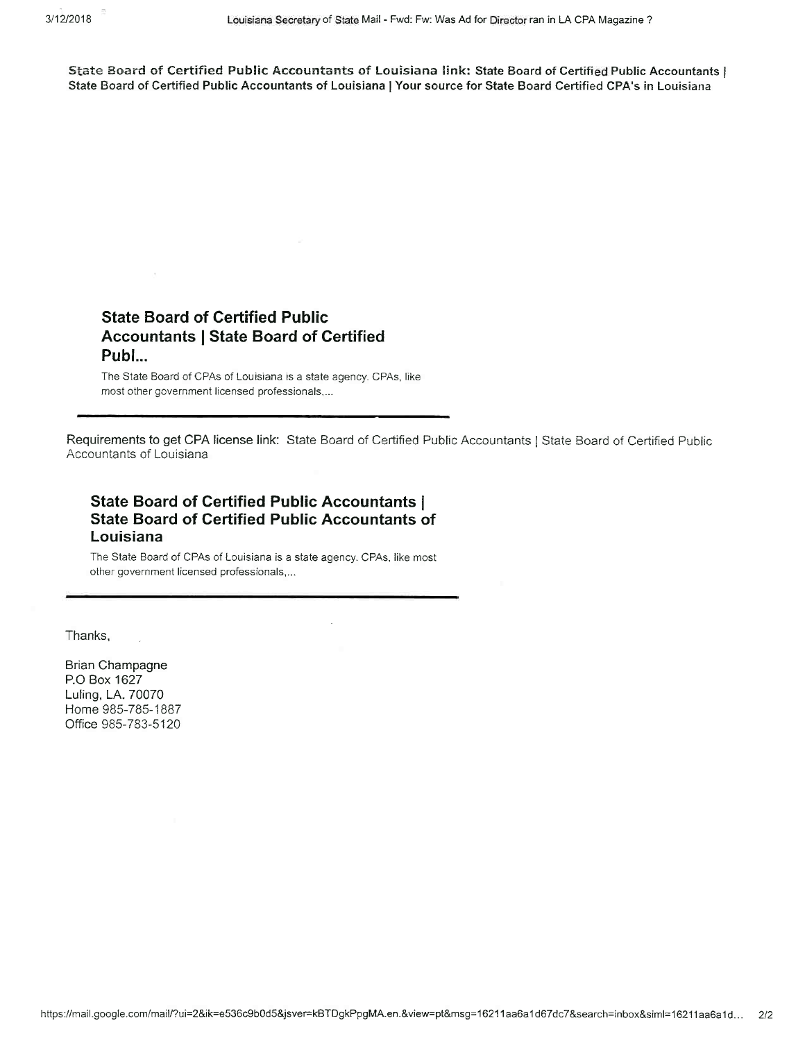**State Board of Certified Public Accountants of Louisiana link: State Board of Certified Public Accountants | State Board of Certified Public Accountants of Louisiana | Your source for State Board Certified CPA's in Louisiana**

**State Board of Certified Public Accountants | State Board of Certified Publ...**

The State Board of CPAs of Louisiana is a state agency. CPAs, like most other government licensed professionals,...

---

Requirements to get CPA license link: State Board of Certified Public Accountants | State Board of Certified Public Accountants of Louisiana

**State Board of Certified Public Accountants | State Board of Certified Public Accountants of Louisiana**

The State Board of CPAs of Louisiana is a state agency. CPAs, like most other government licensed professionals,...

---

Thanks,

Brian Champagne
P.O Box 1627
Luling, LA. 70070
Home 985-785-1887
Office 985-783-5120